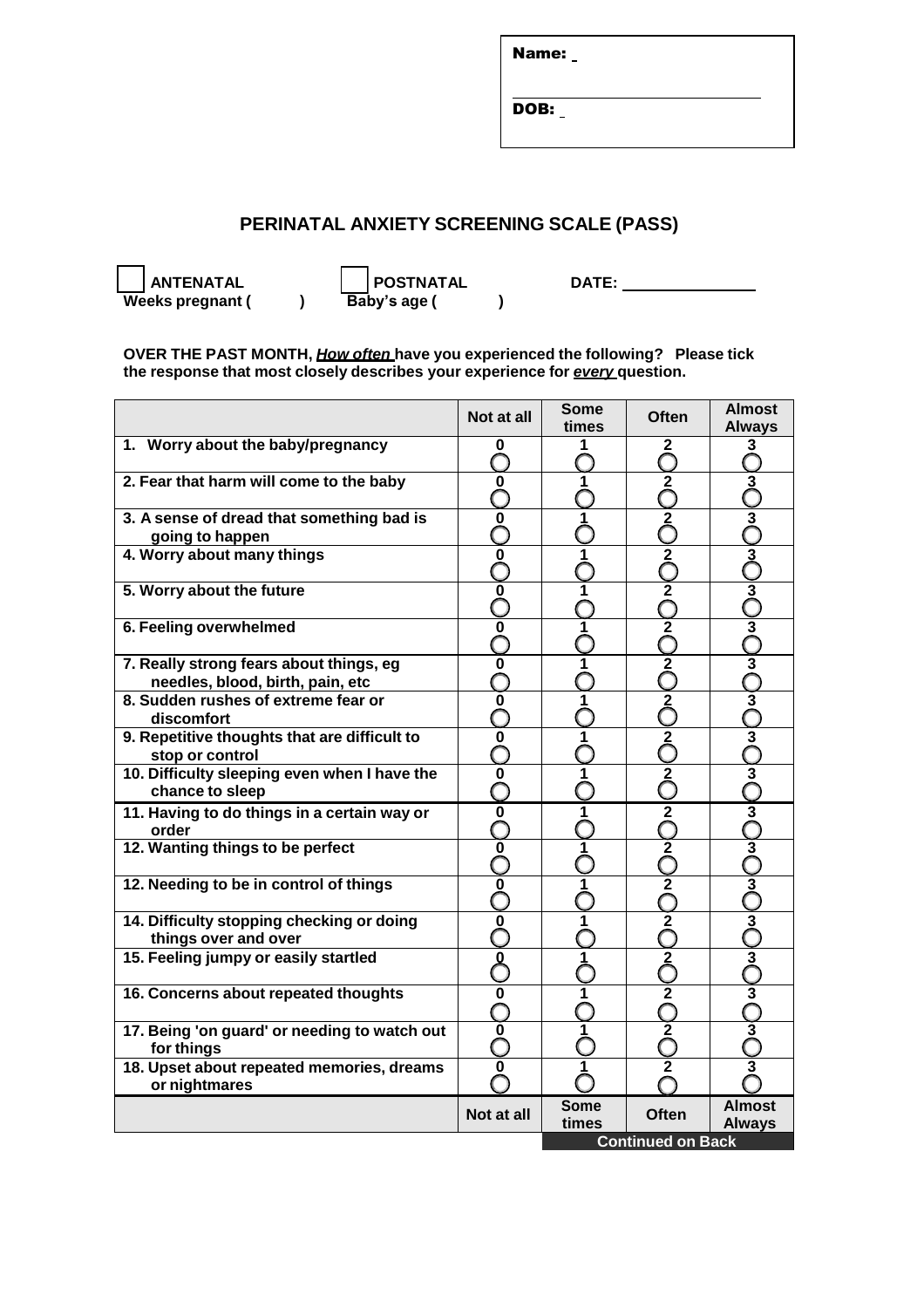Name: 

DOB: 

# PERINATAL ANXIETY SCREENING SCALE (PASS)

☐ **ANTENATAL** ☐ **POSTNATAL** **DATE:** ______________

**Weeks pregnant (    )** **Baby's age (    )**

**OVER THE PAST MONTH, *How often* have you experienced the following? Please tick the response that most closely describes your experience for *every* question.**

| | Not at all | Some times | Often | Almost Always |
|---|---|---|---|---|
| 1. Worry about the baby/pregnancy | 0 ○ | 1 ○ | 2 ○ | 3 ○ |
| 2. Fear that harm will come to the baby | 0 ○ | 1 ○ | 2 ○ | 3 ○ |
| 3. A sense of dread that something bad is going to happen | 0 ○ | 1 ○ | 2 ○ | 3 ○ |
| 4. Worry about many things | 0 ○ | 1 ○ | 2 ○ | 3 ○ |
| 5. Worry about the future | 0 ○ | 1 ○ | 2 ○ | 3 ○ |
| 6. Feeling overwhelmed | 0 ○ | 1 ○ | 2 ○ | 3 ○ |
| 7. Really strong fears about things, eg needles, blood, birth, pain, etc | 0 ○ | 1 ○ | 2 ○ | 3 ○ |
| 8. Sudden rushes of extreme fear or discomfort | 0 ○ | 1 ○ | 2 ○ | 3 ○ |
| 9. Repetitive thoughts that are difficult to stop or control | 0 ○ | 1 ○ | 2 ○ | 3 ○ |
| 10. Difficulty sleeping even when I have the chance to sleep | 0 ○ | 1 ○ | 2 ○ | 3 ○ |
| 11. Having to do things in a certain way or order | 0 ○ | 1 ○ | 2 ○ | 3 ○ |
| 12. Wanting things to be perfect | 0 ○ | 1 ○ | 2 ○ | 3 ○ |
| 12. Needing to be in control of things | 0 ○ | 1 ○ | 2 ○ | 3 ○ |
| 14. Difficulty stopping checking or doing things over and over | 0 ○ | 1 ○ | 2 ○ | 3 ○ |
| 15. Feeling jumpy or easily startled | 0 ○ | 1 ○ | 2 ○ | 3 ○ |
| 16. Concerns about repeated thoughts | 0 ○ | 1 ○ | 2 ○ | 3 ○ |
| 17. Being 'on guard' or needing to watch out for things | 0 ○ | 1 ○ | 2 ○ | 3 ○ |
| 18. Upset about repeated memories, dreams or nightmares | 0 ○ | 1 ○ | 2 ○ | 3 ○ |
| | Not at all | Some times | Often | Almost Always |

**Continued on Back**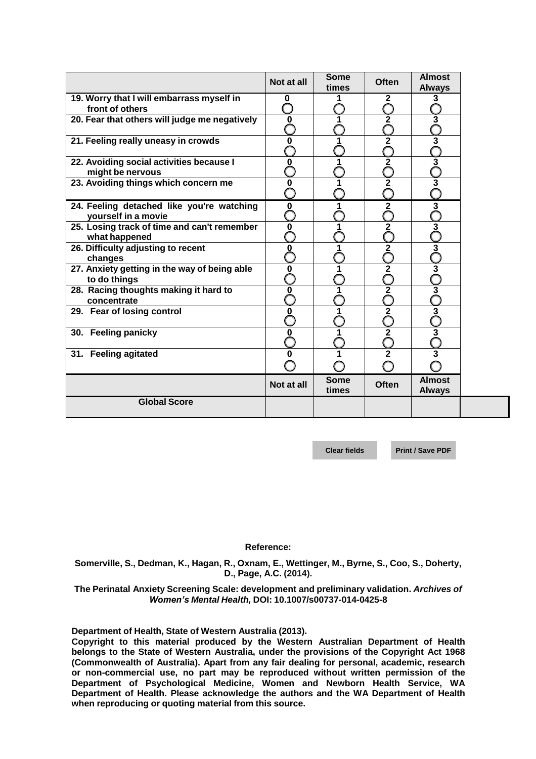| | Not at all | Some times | Often | Almost Always |
|---|---|---|---|---|
| 19. Worry that I will embarrass myself in front of others | 0 | 1 | 2 | 3 |
| 20. Fear that others will judge me negatively | 0 | 1 | 2 | 3 |
| 21. Feeling really uneasy in crowds | 0 | 1 | 2 | 3 |
| 22. Avoiding social activities because I might be nervous | 0 | 1 | 2 | 3 |
| 23. Avoiding things which concern me | 0 | 1 | 2 | 3 |
| 24. Feeling detached like you're watching yourself in a movie | 0 | 1 | 2 | 3 |
| 25. Losing track of time and can't remember what happened | 0 | 1 | 2 | 3 |
| 26. Difficulty adjusting to recent changes | 0 | 1 | 2 | 3 |
| 27. Anxiety getting in the way of being able to do things | 0 | 1 | 2 | 3 |
| 28. Racing thoughts making it hard to concentrate | 0 | 1 | 2 | 3 |
| 29. Fear of losing control | 0 | 1 | 2 | 3 |
| 30. Feeling panicky | 0 | 1 | 2 | 3 |
| 31. Feeling agitated | 0 | 1 | 2 | 3 |
| | Not at all | Some times | Often | Almost Always |
| Global Score | | | | |

Clear fields

Print / Save PDF

**Reference:**

**Somerville, S., Dedman, K., Hagan, R., Oxnam, E., Wettinger, M., Byrne, S., Coo, S., Doherty, D., Page, A.C. (2014).**

**The Perinatal Anxiety Screening Scale: development and preliminary validation. *Archives of Women's Mental Health,* DOI: 10.1007/s00737-014-0425-8**

**Department of Health, State of Western Australia (2013).**
**Copyright to this material produced by the Western Australian Department of Health belongs to the State of Western Australia, under the provisions of the Copyright Act 1968 (Commonwealth of Australia). Apart from any fair dealing for personal, academic, research or non-commercial use, no part may be reproduced without written permission of the Department of Psychological Medicine, Women and Newborn Health Service, WA Department of Health. Please acknowledge the authors and the WA Department of Health when reproducing or quoting material from this source.**